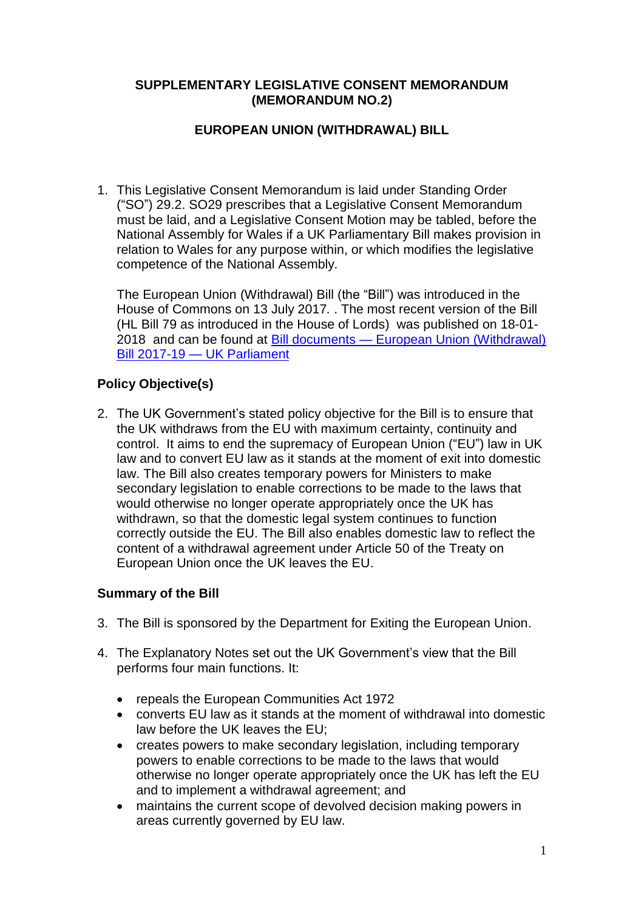**SUPPLEMENTARY LEGISLATIVE CONSENT MEMORANDUM (MEMORANDUM NO.2)**

**EUROPEAN UNION (WITHDRAWAL) BILL**

1. This Legislative Consent Memorandum is laid under Standing Order ("SO") 29.2. SO29 prescribes that a Legislative Consent Memorandum must be laid, and a Legislative Consent Motion may be tabled, before the National Assembly for Wales if a UK Parliamentary Bill makes provision in relation to Wales for any purpose within, or which modifies the legislative competence of the National Assembly.

   The European Union (Withdrawal) Bill (the "Bill") was introduced in the House of Commons on 13 July 2017. . The most recent version of the Bill (HL Bill 79 as introduced in the House of Lords) was published on 18-01-2018 and can be found at [Bill documents — European Union (Withdrawal) Bill 2017-19 — UK Parliament]()

**Policy Objective(s)**

2. The UK Government's stated policy objective for the Bill is to ensure that the UK withdraws from the EU with maximum certainty, continuity and control. It aims to end the supremacy of European Union ("EU") law in UK law and to convert EU law as it stands at the moment of exit into domestic law. The Bill also creates temporary powers for Ministers to make secondary legislation to enable corrections to be made to the laws that would otherwise no longer operate appropriately once the UK has withdrawn, so that the domestic legal system continues to function correctly outside the EU. The Bill also enables domestic law to reflect the content of a withdrawal agreement under Article 50 of the Treaty on European Union once the UK leaves the EU.

**Summary of the Bill**

3. The Bill is sponsored by the Department for Exiting the European Union.

4. The Explanatory Notes set out the UK Government's view that the Bill performs four main functions. It:

   - repeals the European Communities Act 1972
   - converts EU law as it stands at the moment of withdrawal into domestic law before the UK leaves the EU;
   - creates powers to make secondary legislation, including temporary powers to enable corrections to be made to the laws that would otherwise no longer operate appropriately once the UK has left the EU and to implement a withdrawal agreement; and
   - maintains the current scope of devolved decision making powers in areas currently governed by EU law.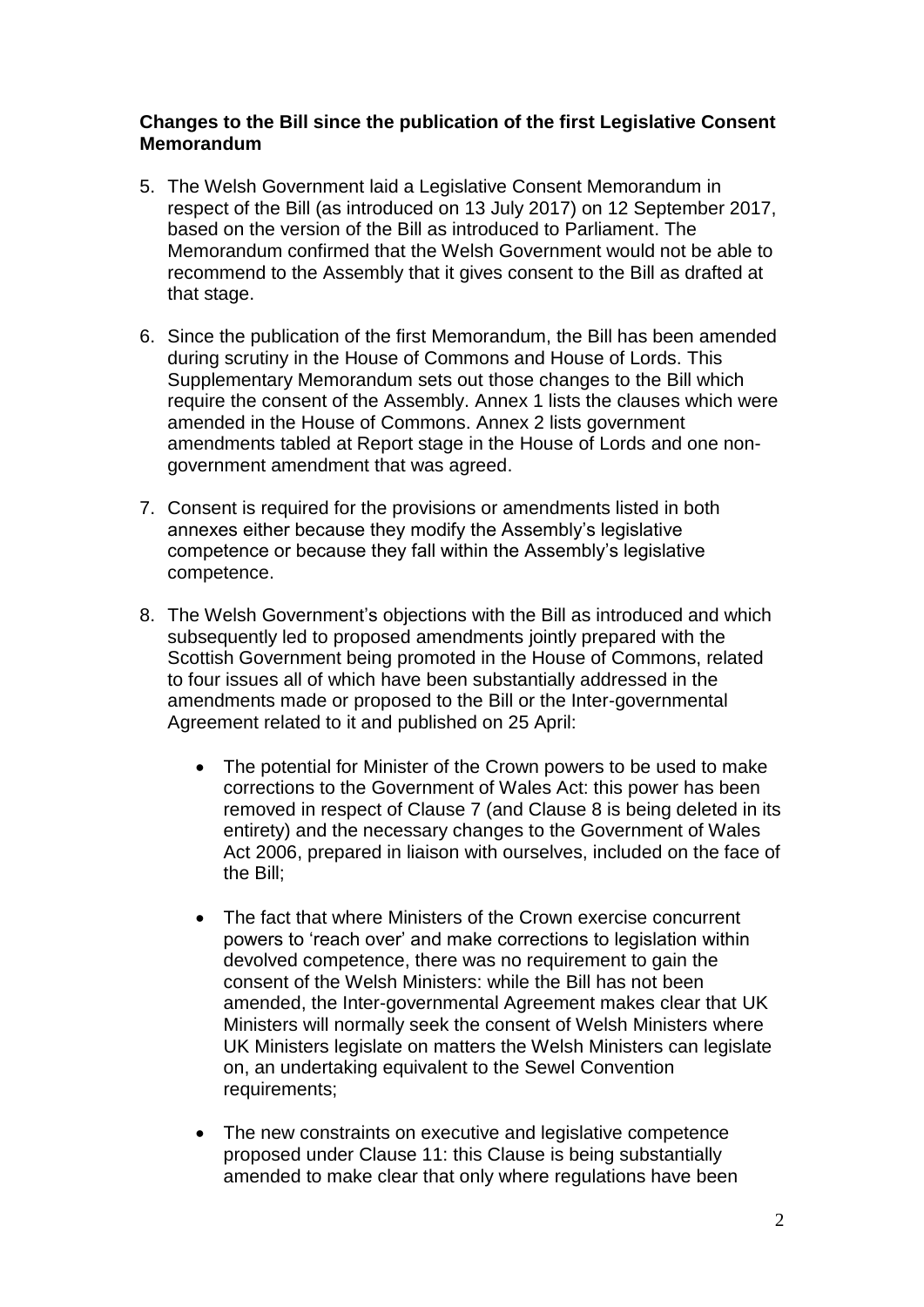**Changes to the Bill since the publication of the first Legislative Consent Memorandum**

5. The Welsh Government laid a Legislative Consent Memorandum in respect of the Bill (as introduced on 13 July 2017) on 12 September 2017, based on the version of the Bill as introduced to Parliament. The Memorandum confirmed that the Welsh Government would not be able to recommend to the Assembly that it gives consent to the Bill as drafted at that stage.

6. Since the publication of the first Memorandum, the Bill has been amended during scrutiny in the House of Commons and House of Lords. This Supplementary Memorandum sets out those changes to the Bill which require the consent of the Assembly. Annex 1 lists the clauses which were amended in the House of Commons. Annex 2 lists government amendments tabled at Report stage in the House of Lords and one non-government amendment that was agreed.

7. Consent is required for the provisions or amendments listed in both annexes either because they modify the Assembly's legislative competence or because they fall within the Assembly's legislative competence.

8. The Welsh Government's objections with the Bill as introduced and which subsequently led to proposed amendments jointly prepared with the Scottish Government being promoted in the House of Commons, related to four issues all of which have been substantially addressed in the amendments made or proposed to the Bill or the Inter-governmental Agreement related to it and published on 25 April:

   - The potential for Minister of the Crown powers to be used to make corrections to the Government of Wales Act: this power has been removed in respect of Clause 7 (and Clause 8 is being deleted in its entirety) and the necessary changes to the Government of Wales Act 2006, prepared in liaison with ourselves, included on the face of the Bill;

   - The fact that where Ministers of the Crown exercise concurrent powers to 'reach over' and make corrections to legislation within devolved competence, there was no requirement to gain the consent of the Welsh Ministers: while the Bill has not been amended, the Inter-governmental Agreement makes clear that UK Ministers will normally seek the consent of Welsh Ministers where UK Ministers legislate on matters the Welsh Ministers can legislate on, an undertaking equivalent to the Sewel Convention requirements;

   - The new constraints on executive and legislative competence proposed under Clause 11: this Clause is being substantially amended to make clear that only where regulations have been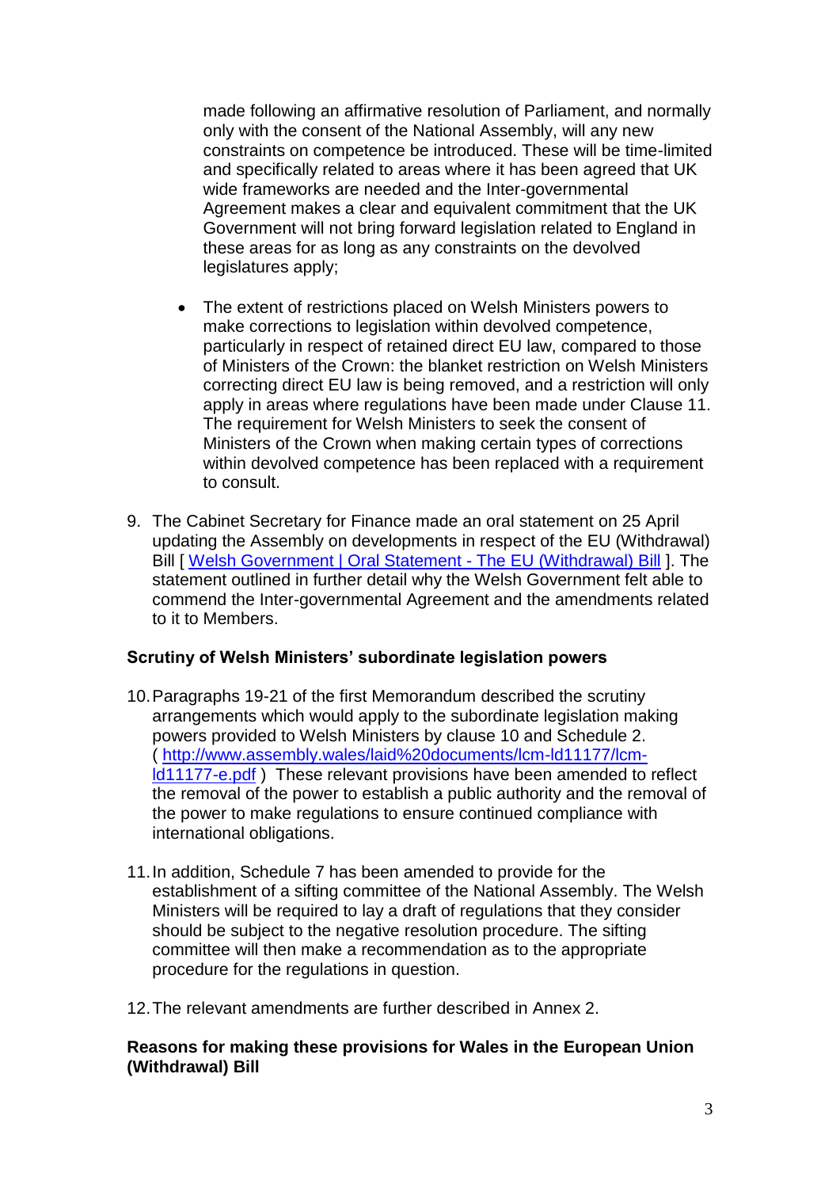made following an affirmative resolution of Parliament, and normally only with the consent of the National Assembly, will any new constraints on competence be introduced. These will be time-limited and specifically related to areas where it has been agreed that UK wide frameworks are needed and the Inter-governmental Agreement makes a clear and equivalent commitment that the UK Government will not bring forward legislation related to England in these areas for as long as any constraints on the devolved legislatures apply;

- The extent of restrictions placed on Welsh Ministers powers to make corrections to legislation within devolved competence, particularly in respect of retained direct EU law, compared to those of Ministers of the Crown: the blanket restriction on Welsh Ministers correcting direct EU law is being removed, and a restriction will only apply in areas where regulations have been made under Clause 11. The requirement for Welsh Ministers to seek the consent of Ministers of the Crown when making certain types of corrections within devolved competence has been replaced with a requirement to consult.

9. The Cabinet Secretary for Finance made an oral statement on 25 April updating the Assembly on developments in respect of the EU (Withdrawal) Bill [ Welsh Government | Oral Statement - The EU (Withdrawal) Bill ]. The statement outlined in further detail why the Welsh Government felt able to commend the Inter-governmental Agreement and the amendments related to it to Members.

**Scrutiny of Welsh Ministers' subordinate legislation powers**

10. Paragraphs 19-21 of the first Memorandum described the scrutiny arrangements which would apply to the subordinate legislation making powers provided to Welsh Ministers by clause 10 and Schedule 2. ( http://www.assembly.wales/laid%20documents/lcm-ld11177/lcm-ld11177-e.pdf ) These relevant provisions have been amended to reflect the removal of the power to establish a public authority and the removal of the power to make regulations to ensure continued compliance with international obligations.

11. In addition, Schedule 7 has been amended to provide for the establishment of a sifting committee of the National Assembly. The Welsh Ministers will be required to lay a draft of regulations that they consider should be subject to the negative resolution procedure. The sifting committee will then make a recommendation as to the appropriate procedure for the regulations in question.

12. The relevant amendments are further described in Annex 2.

**Reasons for making these provisions for Wales in the European Union (Withdrawal) Bill**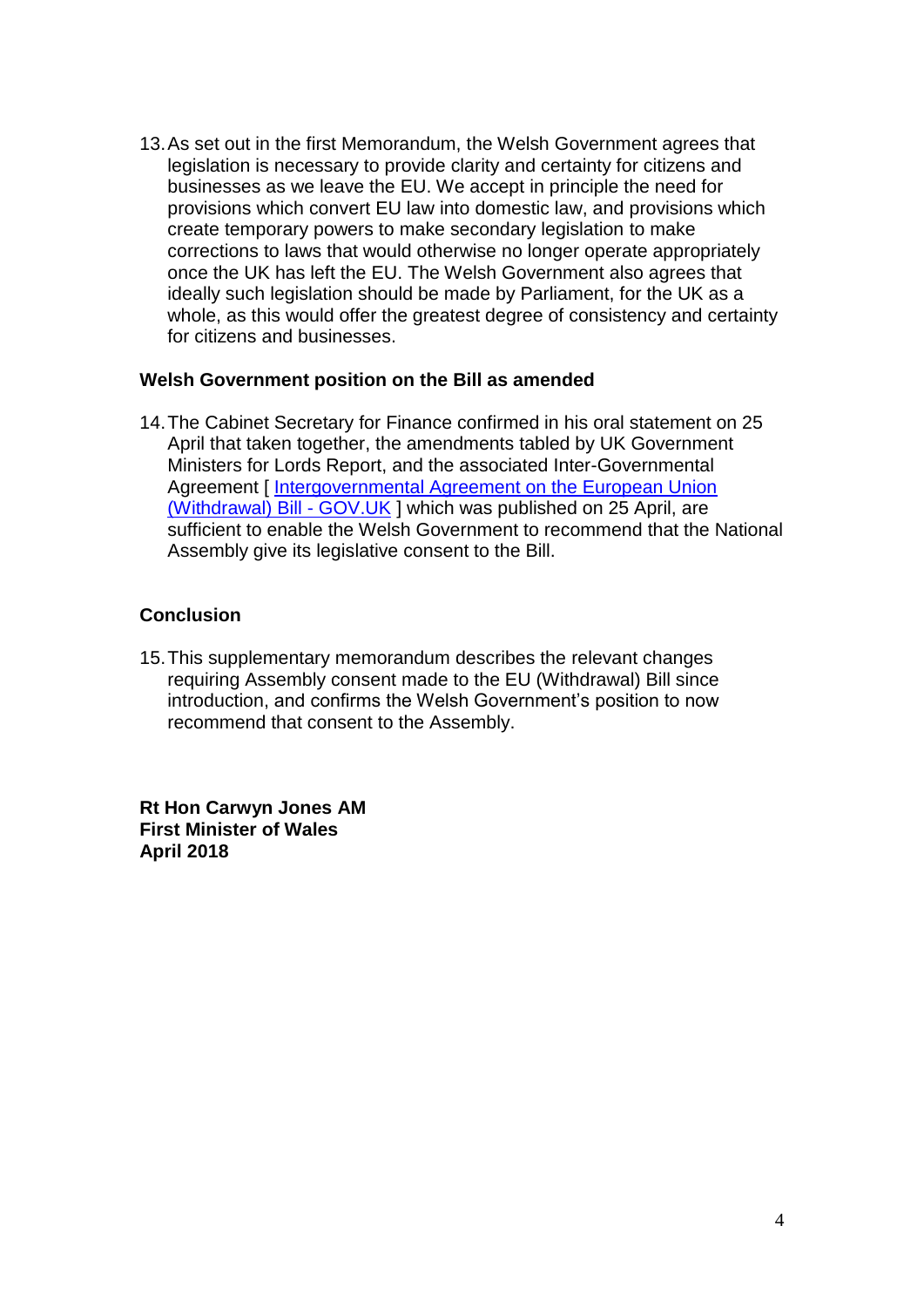13. As set out in the first Memorandum, the Welsh Government agrees that legislation is necessary to provide clarity and certainty for citizens and businesses as we leave the EU. We accept in principle the need for provisions which convert EU law into domestic law, and provisions which create temporary powers to make secondary legislation to make corrections to laws that would otherwise no longer operate appropriately once the UK has left the EU. The Welsh Government also agrees that ideally such legislation should be made by Parliament, for the UK as a whole, as this would offer the greatest degree of consistency and certainty for citizens and businesses.

**Welsh Government position on the Bill as amended**

14. The Cabinet Secretary for Finance confirmed in his oral statement on 25 April that taken together, the amendments tabled by UK Government Ministers for Lords Report, and the associated Inter-Governmental Agreement [ Intergovernmental Agreement on the European Union (Withdrawal) Bill - GOV.UK ] which was published on 25 April, are sufficient to enable the Welsh Government to recommend that the National Assembly give its legislative consent to the Bill.

**Conclusion**

15. This supplementary memorandum describes the relevant changes requiring Assembly consent made to the EU (Withdrawal) Bill since introduction, and confirms the Welsh Government's position to now recommend that consent to the Assembly.

**Rt Hon Carwyn Jones AM**
**First Minister of Wales**
**April 2018**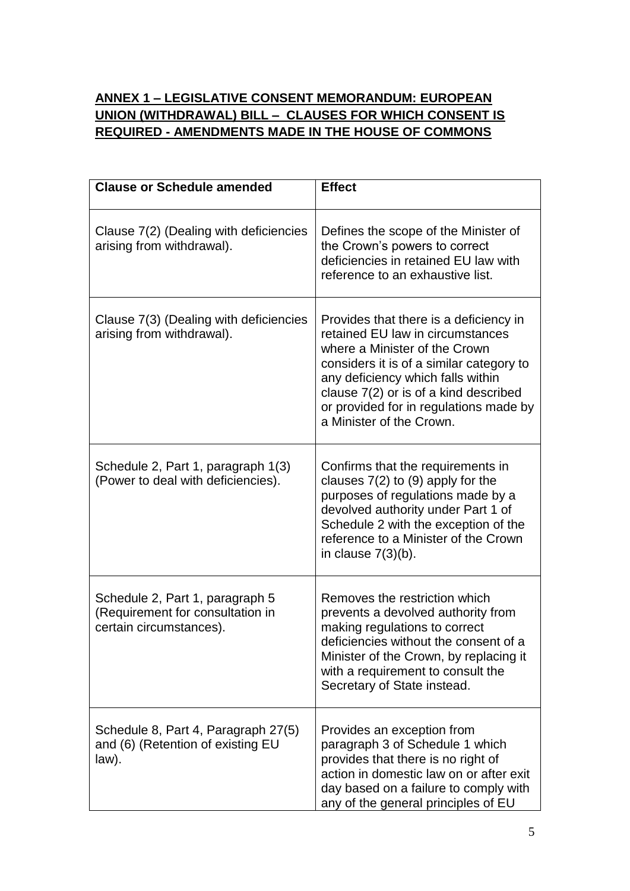**ANNEX 1 – LEGISLATIVE CONSENT MEMORANDUM: EUROPEAN UNION (WITHDRAWAL) BILL – CLAUSES FOR WHICH CONSENT IS REQUIRED - AMENDMENTS MADE IN THE HOUSE OF COMMONS**

| Clause or Schedule amended | Effect |
|---|---|
| Clause 7(2) (Dealing with deficiencies arising from withdrawal). | Defines the scope of the Minister of the Crown's powers to correct deficiencies in retained EU law with reference to an exhaustive list. |
| Clause 7(3) (Dealing with deficiencies arising from withdrawal). | Provides that there is a deficiency in retained EU law in circumstances where a Minister of the Crown considers it is of a similar category to any deficiency which falls within clause 7(2) or is of a kind described or provided for in regulations made by a Minister of the Crown. |
| Schedule 2, Part 1, paragraph 1(3) (Power to deal with deficiencies). | Confirms that the requirements in clauses 7(2) to (9) apply for the purposes of regulations made by a devolved authority under Part 1 of Schedule 2 with the exception of the reference to a Minister of the Crown in clause 7(3)(b). |
| Schedule 2, Part 1, paragraph 5 (Requirement for consultation in certain circumstances). | Removes the restriction which prevents a devolved authority from making regulations to correct deficiencies without the consent of a Minister of the Crown, by replacing it with a requirement to consult the Secretary of State instead. |
| Schedule 8, Part 4, Paragraph 27(5) and (6) (Retention of existing EU law). | Provides an exception from paragraph 3 of Schedule 1 which provides that there is no right of action in domestic law on or after exit day based on a failure to comply with any of the general principles of EU |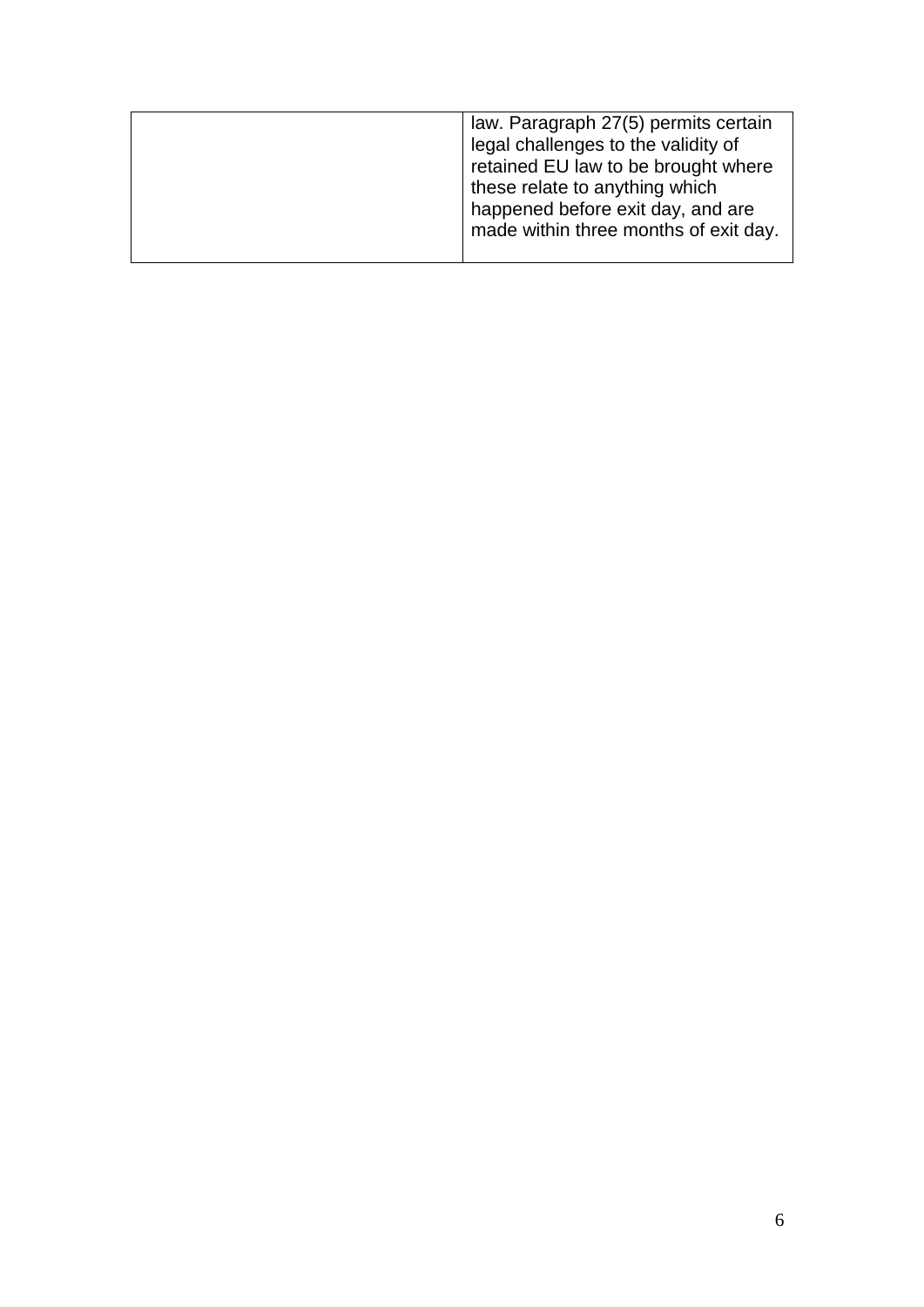| | |
|---|---|
| | law. Paragraph 27(5) permits certain legal challenges to the validity of retained EU law to be brought where these relate to anything which happened before exit day, and are made within three months of exit day. |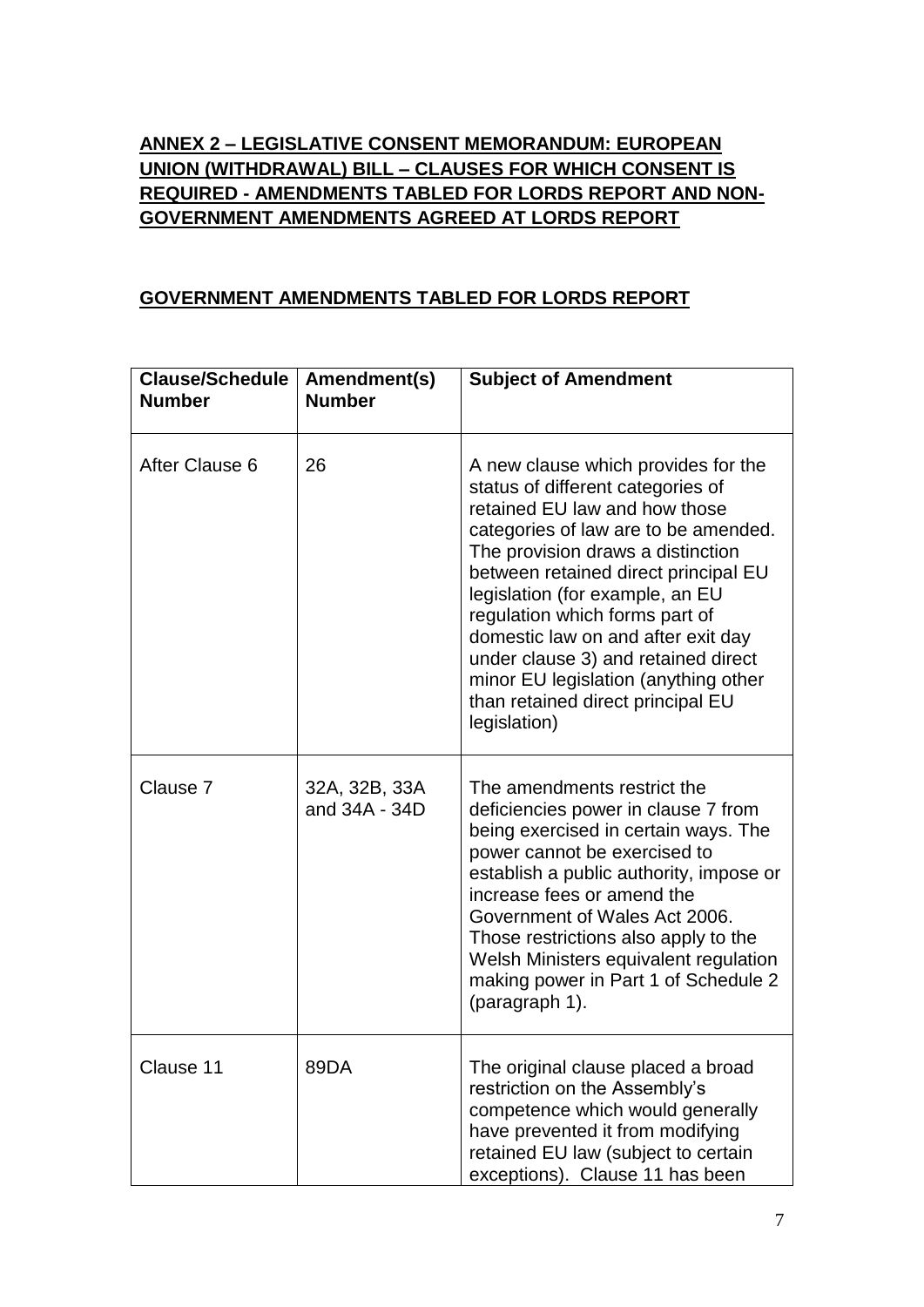## ANNEX 2 – LEGISLATIVE CONSENT MEMORANDUM: EUROPEAN UNION (WITHDRAWAL) BILL – CLAUSES FOR WHICH CONSENT IS REQUIRED - AMENDMENTS TABLED FOR LORDS REPORT AND NON-GOVERNMENT AMENDMENTS AGREED AT LORDS REPORT

### GOVERNMENT AMENDMENTS TABLED FOR LORDS REPORT

| Clause/Schedule Number | Amendment(s) Number | Subject of Amendment |
|---|---|---|
| After Clause 6 | 26 | A new clause which provides for the status of different categories of retained EU law and how those categories of law are to be amended. The provision draws a distinction between retained direct principal EU legislation (for example, an EU regulation which forms part of domestic law on and after exit day under clause 3) and retained direct minor EU legislation (anything other than retained direct principal EU legislation) |
| Clause 7 | 32A, 32B, 33A and 34A - 34D | The amendments restrict the deficiencies power in clause 7 from being exercised in certain ways. The power cannot be exercised to establish a public authority, impose or increase fees or amend the Government of Wales Act 2006. Those restrictions also apply to the Welsh Ministers equivalent regulation making power in Part 1 of Schedule 2 (paragraph 1). |
| Clause 11 | 89DA | The original clause placed a broad restriction on the Assembly's competence which would generally have prevented it from modifying retained EU law (subject to certain exceptions). Clause 11 has been |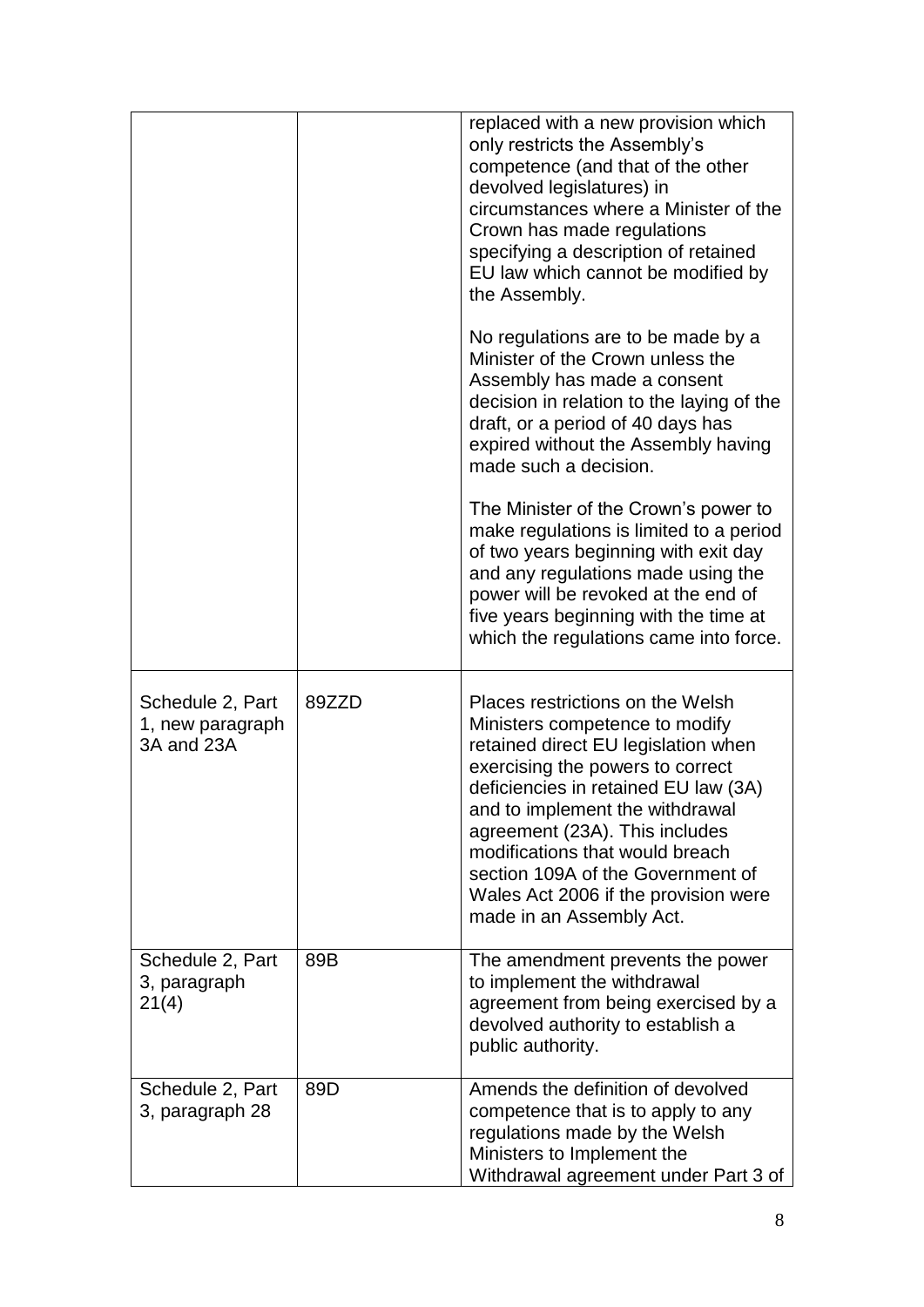| | | |
|---|---|---|
| | | replaced with a new provision which only restricts the Assembly's competence (and that of the other devolved legislatures) in circumstances where a Minister of the Crown has made regulations specifying a description of retained EU law which cannot be modified by the Assembly.<br><br>No regulations are to be made by a Minister of the Crown unless the Assembly has made a consent decision in relation to the laying of the draft, or a period of 40 days has expired without the Assembly having made such a decision.<br><br>The Minister of the Crown's power to make regulations is limited to a period of two years beginning with exit day and any regulations made using the power will be revoked at the end of five years beginning with the time at which the regulations came into force. |
| Schedule 2, Part 1, new paragraph 3A and 23A | 89ZZD | Places restrictions on the Welsh Ministers competence to modify retained direct EU legislation when exercising the powers to correct deficiencies in retained EU law (3A) and to implement the withdrawal agreement (23A). This includes modifications that would breach section 109A of the Government of Wales Act 2006 if the provision were made in an Assembly Act. |
| Schedule 2, Part 3, paragraph 21(4) | 89B | The amendment prevents the power to implement the withdrawal agreement from being exercised by a devolved authority to establish a public authority. |
| Schedule 2, Part 3, paragraph 28 | 89D | Amends the definition of devolved competence that is to apply to any regulations made by the Welsh Ministers to Implement the Withdrawal agreement under Part 3 of |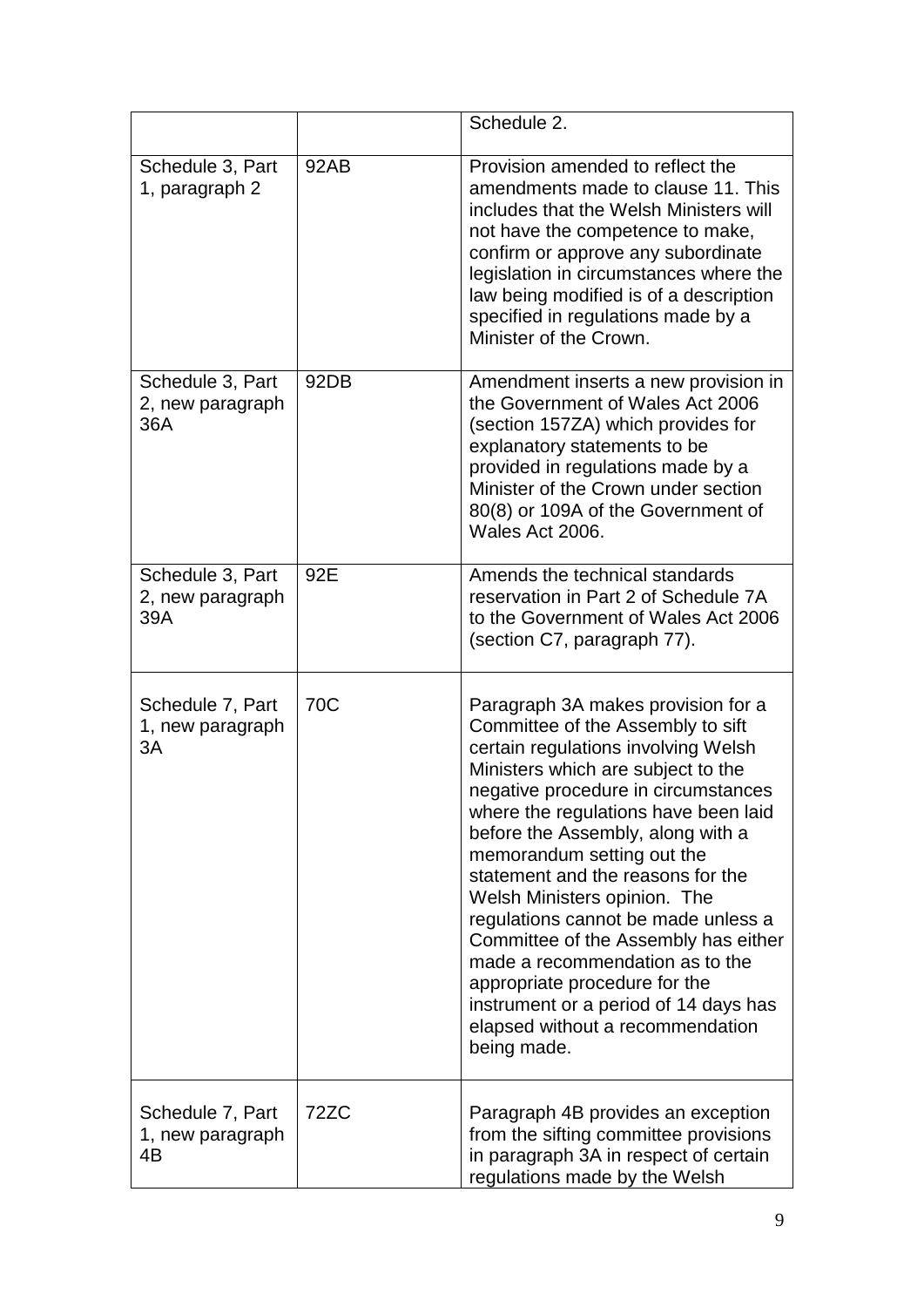| | | |
|---|---|---|
| | | Schedule 2. |
| Schedule 3, Part 1, paragraph 2 | 92AB | Provision amended to reflect the amendments made to clause 11. This includes that the Welsh Ministers will not have the competence to make, confirm or approve any subordinate legislation in circumstances where the law being modified is of a description specified in regulations made by a Minister of the Crown. |
| Schedule 3, Part 2, new paragraph 36A | 92DB | Amendment inserts a new provision in the Government of Wales Act 2006 (section 157ZA) which provides for explanatory statements to be provided in regulations made by a Minister of the Crown under section 80(8) or 109A of the Government of Wales Act 2006. |
| Schedule 3, Part 2, new paragraph 39A | 92E | Amends the technical standards reservation in Part 2 of Schedule 7A to the Government of Wales Act 2006 (section C7, paragraph 77). |
| Schedule 7, Part 1, new paragraph 3A | 70C | Paragraph 3A makes provision for a Committee of the Assembly to sift certain regulations involving Welsh Ministers which are subject to the negative procedure in circumstances where the regulations have been laid before the Assembly, along with a memorandum setting out the statement and the reasons for the Welsh Ministers opinion. The regulations cannot be made unless a Committee of the Assembly has either made a recommendation as to the appropriate procedure for the instrument or a period of 14 days has elapsed without a recommendation being made. |
| Schedule 7, Part 1, new paragraph 4B | 72ZC | Paragraph 4B provides an exception from the sifting committee provisions in paragraph 3A in respect of certain regulations made by the Welsh |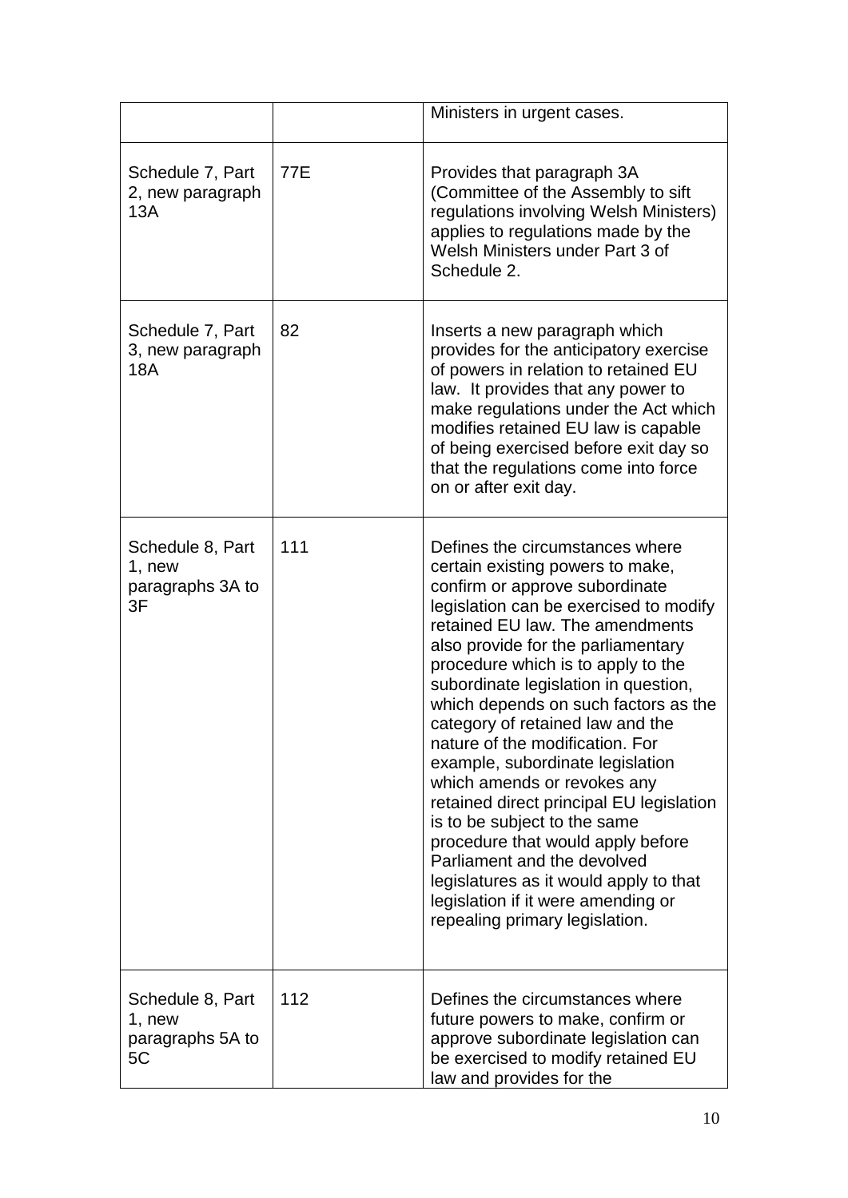| | | |
|---|---|---|
| | | Ministers in urgent cases. |
| Schedule 7, Part 2, new paragraph 13A | 77E | Provides that paragraph 3A (Committee of the Assembly to sift regulations involving Welsh Ministers) applies to regulations made by the Welsh Ministers under Part 3 of Schedule 2. |
| Schedule 7, Part 3, new paragraph 18A | 82 | Inserts a new paragraph which provides for the anticipatory exercise of powers in relation to retained EU law. It provides that any power to make regulations under the Act which modifies retained EU law is capable of being exercised before exit day so that the regulations come into force on or after exit day. |
| Schedule 8, Part 1, new paragraphs 3A to 3F | 111 | Defines the circumstances where certain existing powers to make, confirm or approve subordinate legislation can be exercised to modify retained EU law. The amendments also provide for the parliamentary procedure which is to apply to the subordinate legislation in question, which depends on such factors as the category of retained law and the nature of the modification. For example, subordinate legislation which amends or revokes any retained direct principal EU legislation is to be subject to the same procedure that would apply before Parliament and the devolved legislatures as it would apply to that legislation if it were amending or repealing primary legislation. |
| Schedule 8, Part 1, new paragraphs 5A to 5C | 112 | Defines the circumstances where future powers to make, confirm or approve subordinate legislation can be exercised to modify retained EU law and provides for the |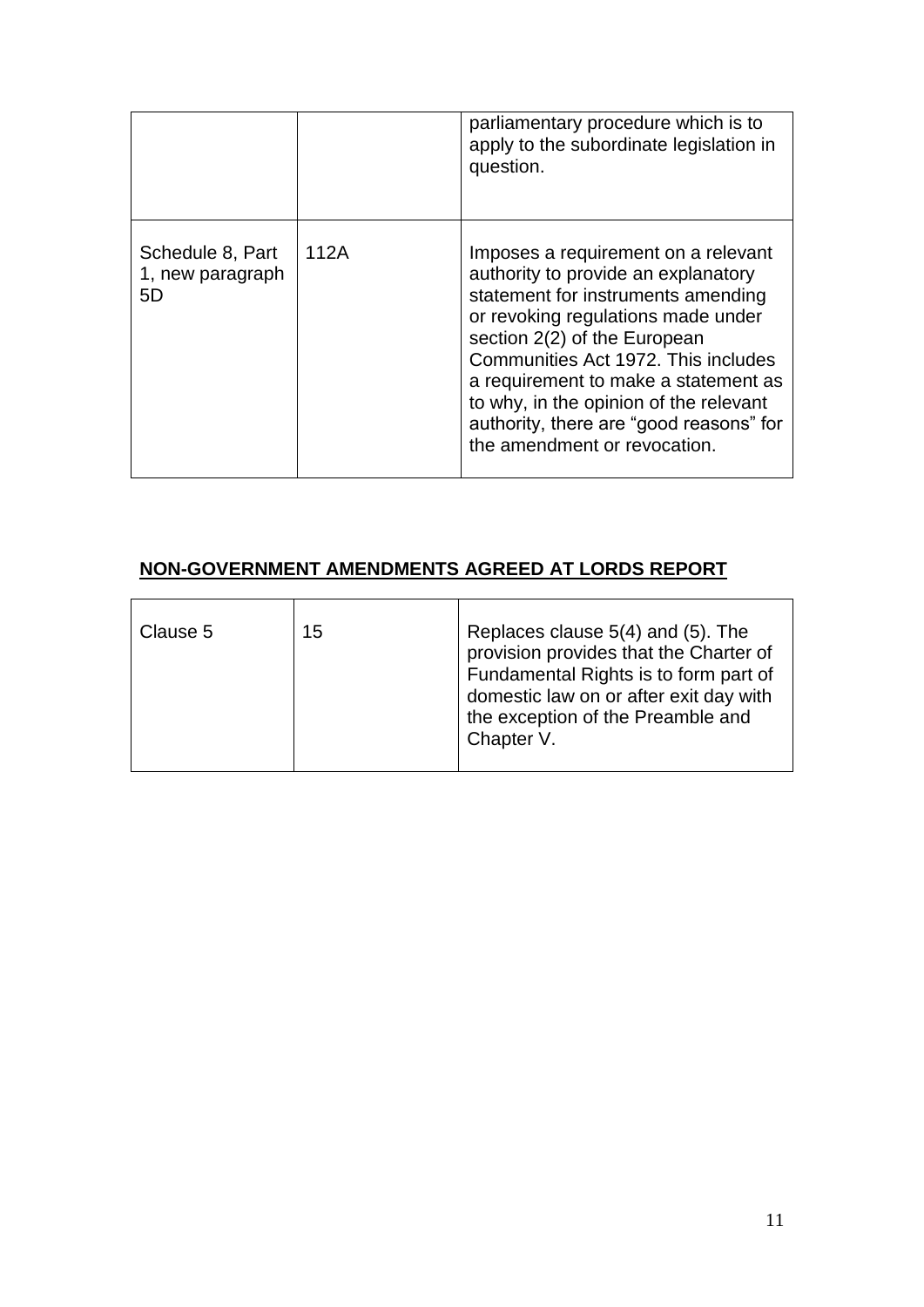| | | |
|---|---|---|
| | | parliamentary procedure which is to apply to the subordinate legislation in question. |
| Schedule 8, Part 1, new paragraph 5D | 112A | Imposes a requirement on a relevant authority to provide an explanatory statement for instruments amending or revoking regulations made under section 2(2) of the European Communities Act 1972. This includes a requirement to make a statement as to why, in the opinion of the relevant authority, there are "good reasons" for the amendment or revocation. |

## NON-GOVERNMENT AMENDMENTS AGREED AT LORDS REPORT

| | | |
|---|---|---|
| Clause 5 | 15 | Replaces clause 5(4) and (5). The provision provides that the Charter of Fundamental Rights is to form part of domestic law on or after exit day with the exception of the Preamble and Chapter V. |